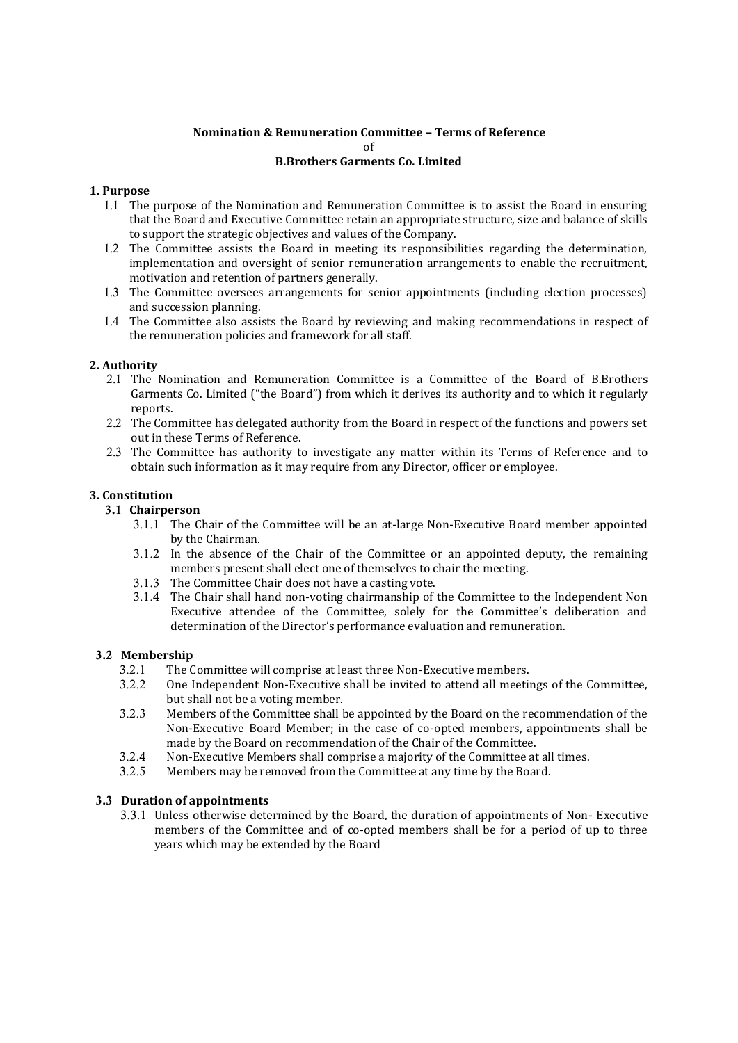**Nomination & Remuneration Committee – Terms of Reference**
of
**B.Brothers Garments Co. Limited**

## 1. Purpose

1.1 The purpose of the Nomination and Remuneration Committee is to assist the Board in ensuring that the Board and Executive Committee retain an appropriate structure, size and balance of skills to support the strategic objectives and values of the Company.

1.2 The Committee assists the Board in meeting its responsibilities regarding the determination, implementation and oversight of senior remuneration arrangements to enable the recruitment, motivation and retention of partners generally.

1.3 The Committee oversees arrangements for senior appointments (including election processes) and succession planning.

1.4 The Committee also assists the Board by reviewing and making recommendations in respect of the remuneration policies and framework for all staff.

## 2. Authority

2.1 The Nomination and Remuneration Committee is a Committee of the Board of B.Brothers Garments Co. Limited ("the Board") from which it derives its authority and to which it regularly reports.

2.2 The Committee has delegated authority from the Board in respect of the functions and powers set out in these Terms of Reference.

2.3 The Committee has authority to investigate any matter within its Terms of Reference and to obtain such information as it may require from any Director, officer or employee.

## 3. Constitution

### 3.1 Chairperson

3.1.1 The Chair of the Committee will be an at-large Non-Executive Board member appointed by the Chairman.

3.1.2 In the absence of the Chair of the Committee or an appointed deputy, the remaining members present shall elect one of themselves to chair the meeting.

3.1.3 The Committee Chair does not have a casting vote.

3.1.4 The Chair shall hand non-voting chairmanship of the Committee to the Independent Non Executive attendee of the Committee, solely for the Committee's deliberation and determination of the Director's performance evaluation and remuneration.

### 3.2 Membership

3.2.1 The Committee will comprise at least three Non-Executive members.

3.2.2 One Independent Non-Executive shall be invited to attend all meetings of the Committee, but shall not be a voting member.

3.2.3 Members of the Committee shall be appointed by the Board on the recommendation of the Non-Executive Board Member; in the case of co-opted members, appointments shall be made by the Board on recommendation of the Chair of the Committee.

3.2.4 Non-Executive Members shall comprise a majority of the Committee at all times.

3.2.5 Members may be removed from the Committee at any time by the Board.

### 3.3 Duration of appointments

3.3.1 Unless otherwise determined by the Board, the duration of appointments of Non- Executive members of the Committee and of co-opted members shall be for a period of up to three years which may be extended by the Board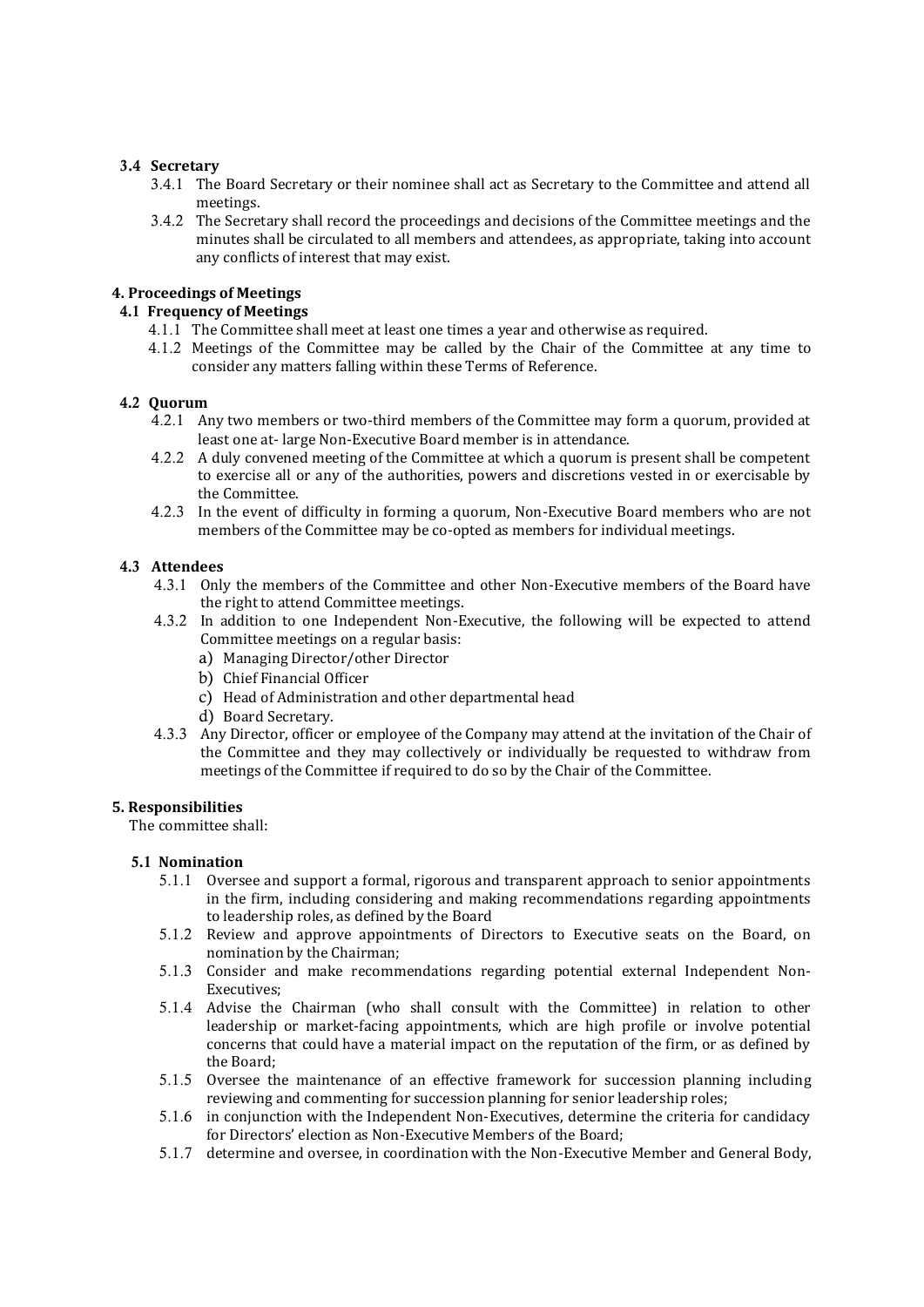### 3.4 Secretary

3.4.1 The Board Secretary or their nominee shall act as Secretary to the Committee and attend all meetings.

3.4.2 The Secretary shall record the proceedings and decisions of the Committee meetings and the minutes shall be circulated to all members and attendees, as appropriate, taking into account any conflicts of interest that may exist.

## 4. Proceedings of Meetings

### 4.1 Frequency of Meetings

4.1.1 The Committee shall meet at least one times a year and otherwise as required.

4.1.2 Meetings of the Committee may be called by the Chair of the Committee at any time to consider any matters falling within these Terms of Reference.

### 4.2 Quorum

4.2.1 Any two members or two-third members of the Committee may form a quorum, provided at least one at- large Non-Executive Board member is in attendance.

4.2.2 A duly convened meeting of the Committee at which a quorum is present shall be competent to exercise all or any of the authorities, powers and discretions vested in or exercisable by the Committee.

4.2.3 In the event of difficulty in forming a quorum, Non-Executive Board members who are not members of the Committee may be co-opted as members for individual meetings.

### 4.3 Attendees

4.3.1 Only the members of the Committee and other Non-Executive members of the Board have the right to attend Committee meetings.

4.3.2 In addition to one Independent Non-Executive, the following will be expected to attend Committee meetings on a regular basis:

a) Managing Director/other Director
b) Chief Financial Officer
c) Head of Administration and other departmental head
d) Board Secretary.

4.3.3 Any Director, officer or employee of the Company may attend at the invitation of the Chair of the Committee and they may collectively or individually be requested to withdraw from meetings of the Committee if required to do so by the Chair of the Committee.

## 5. Responsibilities

The committee shall:

### 5.1 Nomination

5.1.1 Oversee and support a formal, rigorous and transparent approach to senior appointments in the firm, including considering and making recommendations regarding appointments to leadership roles, as defined by the Board

5.1.2 Review and approve appointments of Directors to Executive seats on the Board, on nomination by the Chairman;

5.1.3 Consider and make recommendations regarding potential external Independent Non-Executives;

5.1.4 Advise the Chairman (who shall consult with the Committee) in relation to other leadership or market-facing appointments, which are high profile or involve potential concerns that could have a material impact on the reputation of the firm, or as defined by the Board;

5.1.5 Oversee the maintenance of an effective framework for succession planning including reviewing and commenting for succession planning for senior leadership roles;

5.1.6 in conjunction with the Independent Non-Executives, determine the criteria for candidacy for Directors' election as Non-Executive Members of the Board;

5.1.7 determine and oversee, in coordination with the Non-Executive Member and General Body,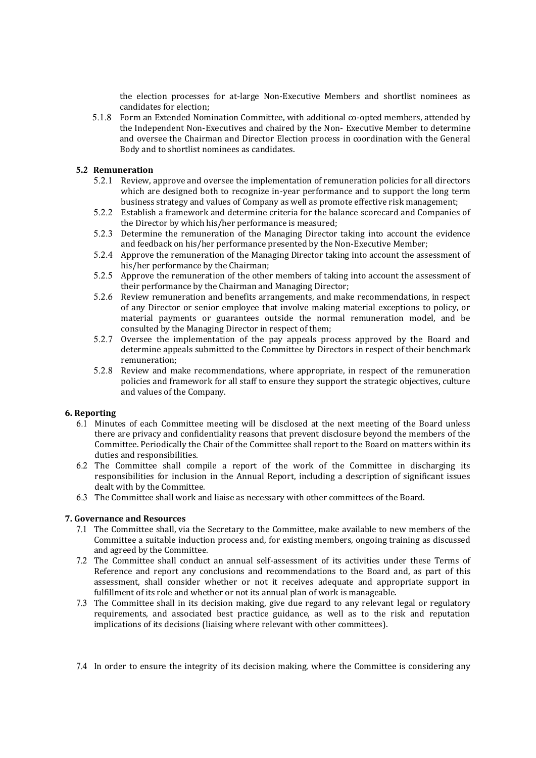the election processes for at-large Non-Executive Members and shortlist nominees as candidates for election;

5.1.8 Form an Extended Nomination Committee, with additional co-opted members, attended by the Independent Non-Executives and chaired by the Non- Executive Member to determine and oversee the Chairman and Director Election process in coordination with the General Body and to shortlist nominees as candidates.

### 5.2 Remuneration

5.2.1 Review, approve and oversee the implementation of remuneration policies for all directors which are designed both to recognize in-year performance and to support the long term business strategy and values of Company as well as promote effective risk management;

5.2.2 Establish a framework and determine criteria for the balance scorecard and Companies of the Director by which his/her performance is measured;

5.2.3 Determine the remuneration of the Managing Director taking into account the evidence and feedback on his/her performance presented by the Non-Executive Member;

5.2.4 Approve the remuneration of the Managing Director taking into account the assessment of his/her performance by the Chairman;

5.2.5 Approve the remuneration of the other members of taking into account the assessment of their performance by the Chairman and Managing Director;

5.2.6 Review remuneration and benefits arrangements, and make recommendations, in respect of any Director or senior employee that involve making material exceptions to policy, or material payments or guarantees outside the normal remuneration model, and be consulted by the Managing Director in respect of them;

5.2.7 Oversee the implementation of the pay appeals process approved by the Board and determine appeals submitted to the Committee by Directors in respect of their benchmark remuneration;

5.2.8 Review and make recommendations, where appropriate, in respect of the remuneration policies and framework for all staff to ensure they support the strategic objectives, culture and values of the Company.

## 6. Reporting

6.1 Minutes of each Committee meeting will be disclosed at the next meeting of the Board unless there are privacy and confidentiality reasons that prevent disclosure beyond the members of the Committee. Periodically the Chair of the Committee shall report to the Board on matters within its duties and responsibilities.

6.2 The Committee shall compile a report of the work of the Committee in discharging its responsibilities for inclusion in the Annual Report, including a description of significant issues dealt with by the Committee.

6.3 The Committee shall work and liaise as necessary with other committees of the Board.

## 7. Governance and Resources

7.1 The Committee shall, via the Secretary to the Committee, make available to new members of the Committee a suitable induction process and, for existing members, ongoing training as discussed and agreed by the Committee.

7.2 The Committee shall conduct an annual self-assessment of its activities under these Terms of Reference and report any conclusions and recommendations to the Board and, as part of this assessment, shall consider whether or not it receives adequate and appropriate support in fulfillment of its role and whether or not its annual plan of work is manageable.

7.3 The Committee shall in its decision making, give due regard to any relevant legal or regulatory requirements, and associated best practice guidance, as well as to the risk and reputation implications of its decisions (liaising where relevant with other committees).

7.4 In order to ensure the integrity of its decision making, where the Committee is considering any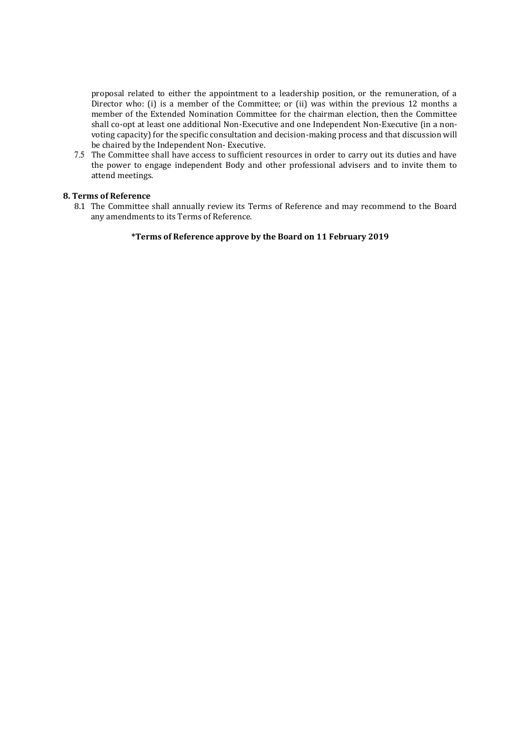proposal related to either the appointment to a leadership position, or the remuneration, of a Director who: (i) is a member of the Committee; or (ii) was within the previous 12 months a member of the Extended Nomination Committee for the chairman election, then the Committee shall co-opt at least one additional Non-Executive and one Independent Non-Executive (in a non-voting capacity) for the specific consultation and decision-making process and that discussion will be chaired by the Independent Non- Executive.

7.5 The Committee shall have access to sufficient resources in order to carry out its duties and have the power to engage independent Body and other professional advisers and to invite them to attend meetings.

**8. Terms of Reference**

8.1 The Committee shall annually review its Terms of Reference and may recommend to the Board any amendments to its Terms of Reference.

**\*Terms of Reference approve by the Board on 11 February 2019**